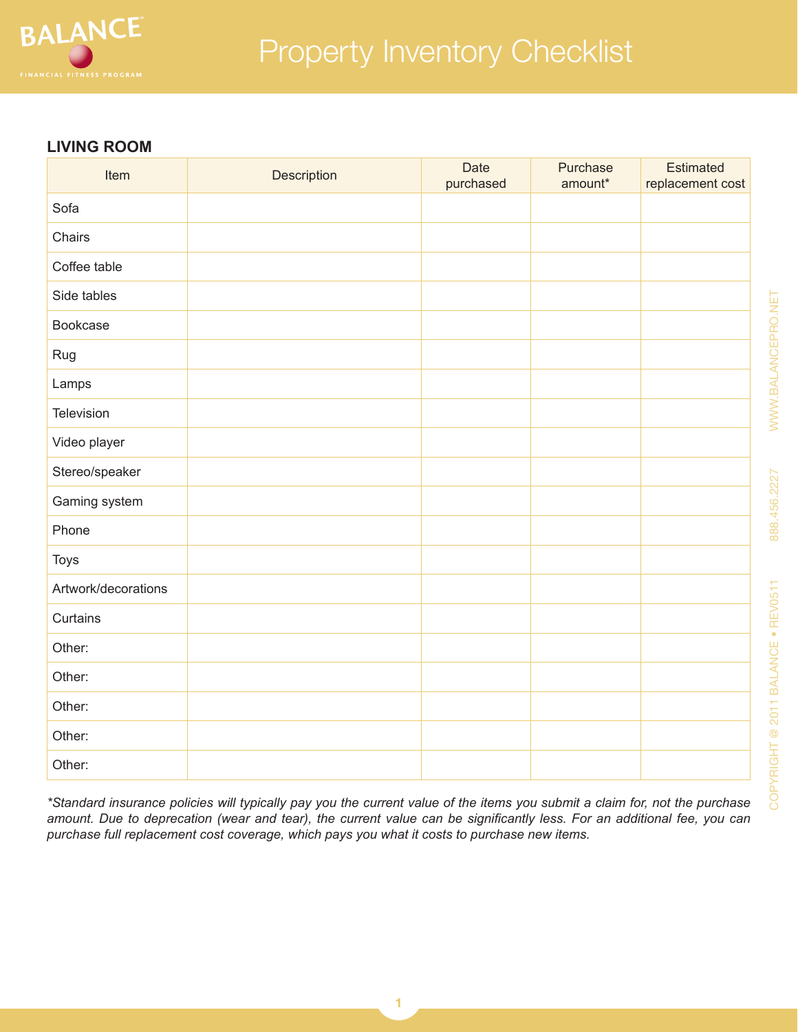# Property Inventory Checklist

## LIVING ROOM

| Item | Description | Date purchased | Purchase amount* | Estimated replacement cost |
|---|---|---|---|---|
| Sofa | | | | |
| Chairs | | | | |
| Coffee table | | | | |
| Side tables | | | | |
| Bookcase | | | | |
| Rug | | | | |
| Lamps | | | | |
| Television | | | | |
| Video player | | | | |
| Stereo/speaker | | | | |
| Gaming system | | | | |
| Phone | | | | |
| Toys | | | | |
| Artwork/decorations | | | | |
| Curtains | | | | |
| Other: | | | | |
| Other: | | | | |
| Other: | | | | |
| Other: | | | | |
| Other: | | | | |

*\*Standard insurance policies will typically pay you the current value of the items you submit a claim for, not the purchase amount. Due to deprecation (wear and tear), the current value can be significantly less. For an additional fee, you can purchase full replacement cost coverage, which pays you what it costs to purchase new items.*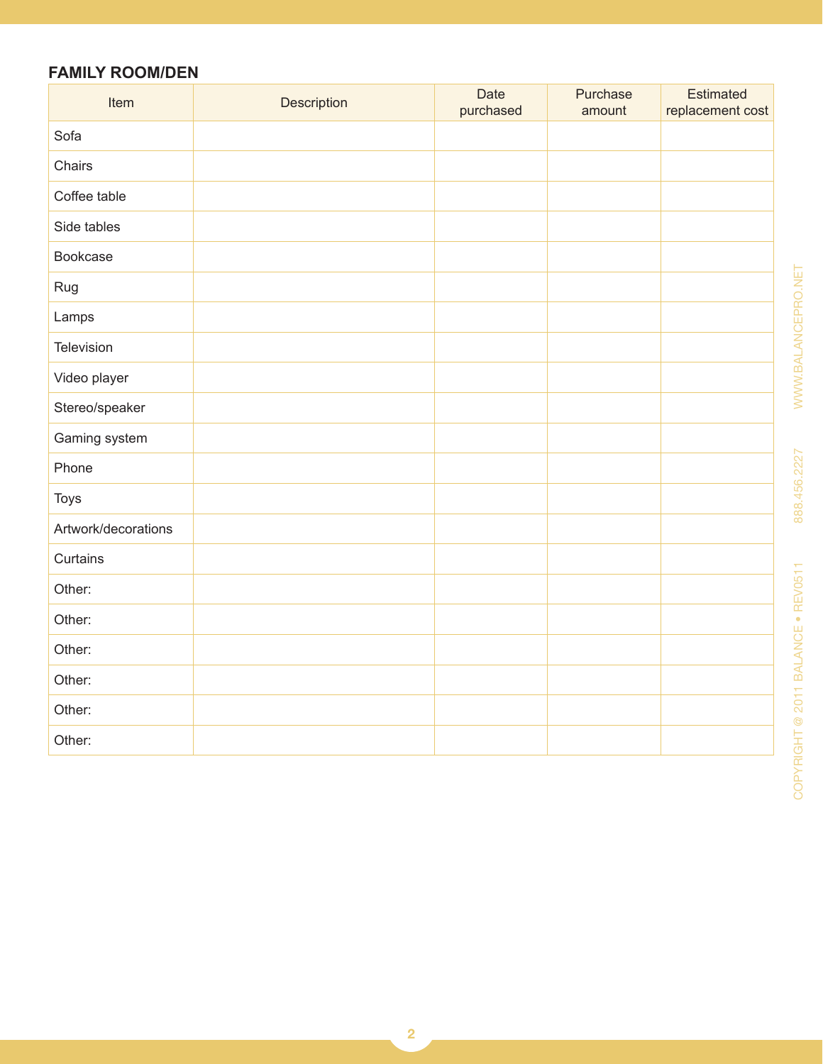### FAMILY ROOM/DEN

| Item | Description | Date purchased | Purchase amount | Estimated replacement cost |
|---|---|---|---|---|
| Sofa | | | | |
| Chairs | | | | |
| Coffee table | | | | |
| Side tables | | | | |
| Bookcase | | | | |
| Rug | | | | |
| Lamps | | | | |
| Television | | | | |
| Video player | | | | |
| Stereo/speaker | | | | |
| Gaming system | | | | |
| Phone | | | | |
| Toys | | | | |
| Artwork/decorations | | | | |
| Curtains | | | | |
| Other: | | | | |
| Other: | | | | |
| Other: | | | | |
| Other: | | | | |
| Other: | | | | |
| Other: | | | | |

COPYRIGHT @ 2011 BALANCE • REV0511 888.456.2227 WWW.BALANCEPRO.NET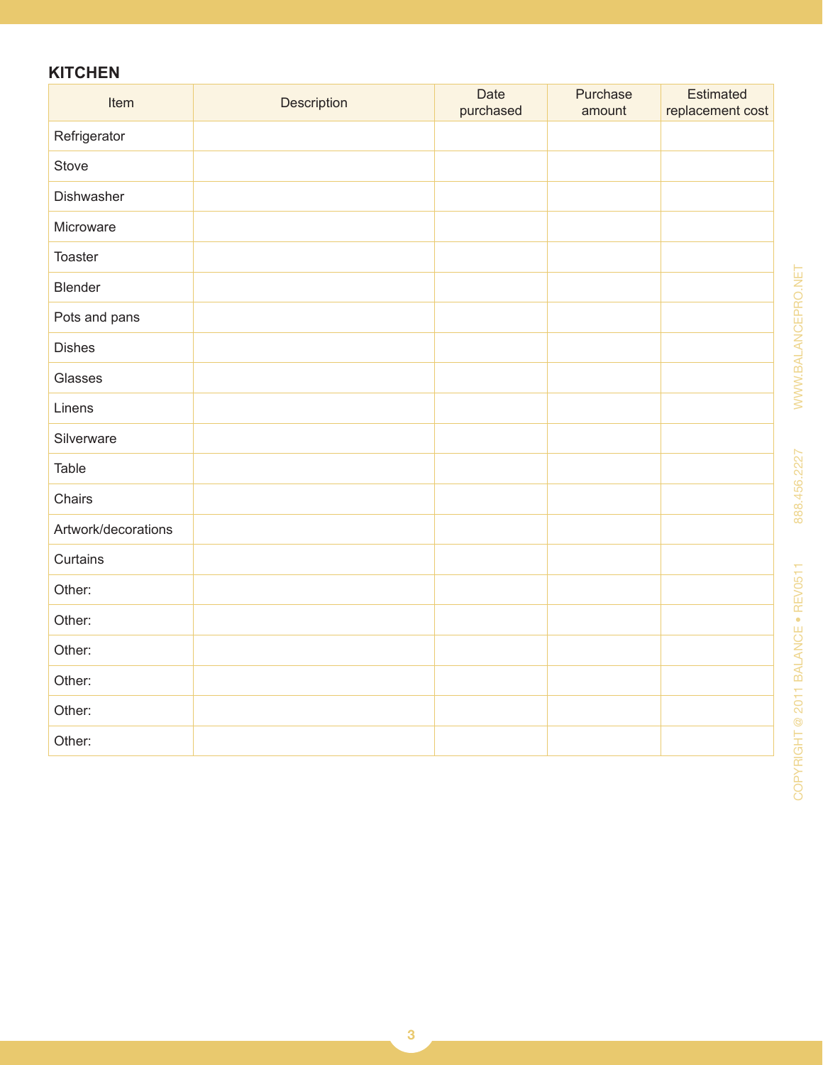## KITCHEN

| Item | Description | Date purchased | Purchase amount | Estimated replacement cost |
|---|---|---|---|---|
| Refrigerator | | | | |
| Stove | | | | |
| Dishwasher | | | | |
| Microware | | | | |
| Toaster | | | | |
| Blender | | | | |
| Pots and pans | | | | |
| Dishes | | | | |
| Glasses | | | | |
| Linens | | | | |
| Silverware | | | | |
| Table | | | | |
| Chairs | | | | |
| Artwork/decorations | | | | |
| Curtains | | | | |
| Other: | | | | |
| Other: | | | | |
| Other: | | | | |
| Other: | | | | |
| Other: | | | | |
| Other: | | | | |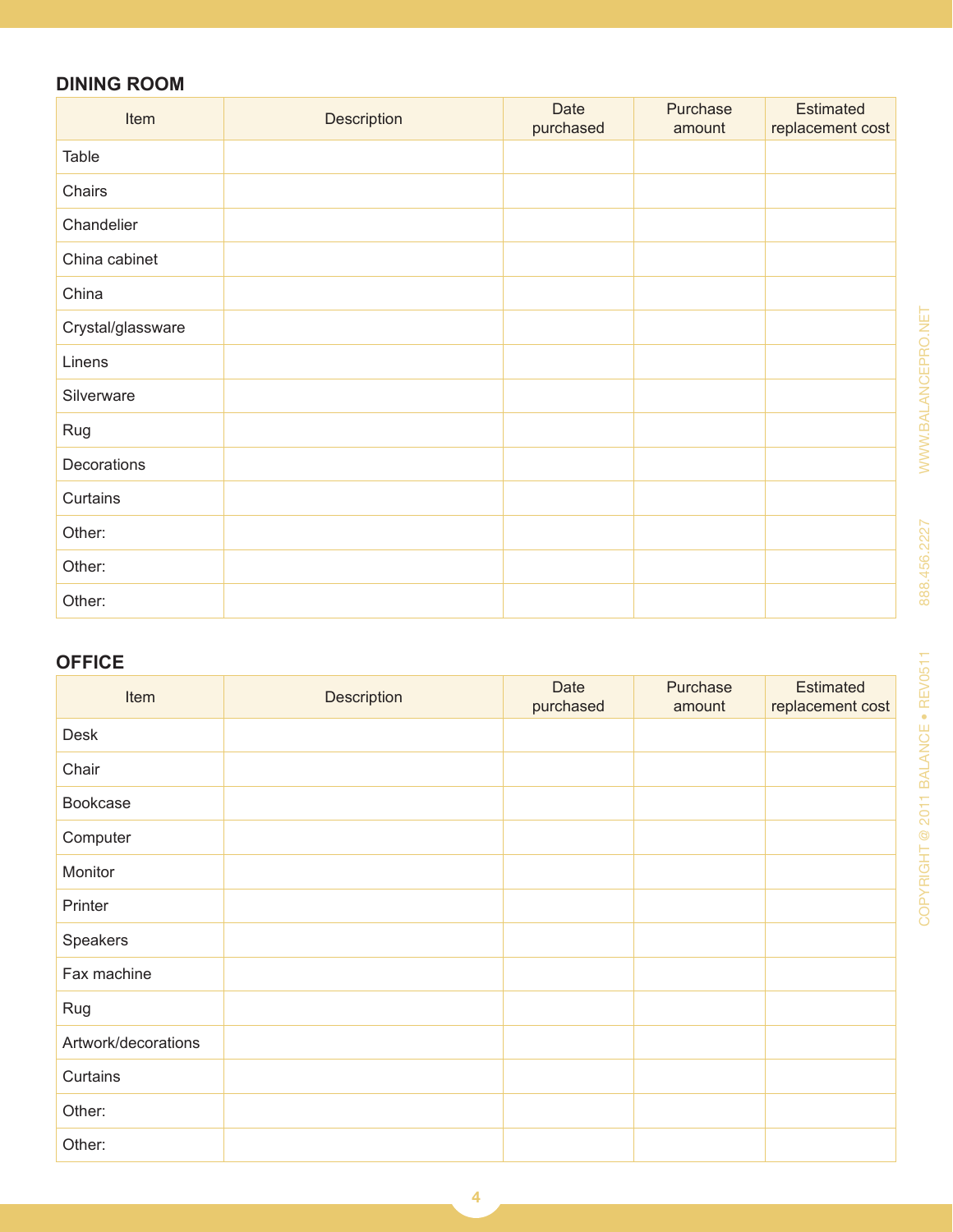## DINING ROOM

| Item | Description | Date purchased | Purchase amount | Estimated replacement cost |
|---|---|---|---|---|
| Table | | | | |
| Chairs | | | | |
| Chandelier | | | | |
| China cabinet | | | | |
| China | | | | |
| Crystal/glassware | | | | |
| Linens | | | | |
| Silverware | | | | |
| Rug | | | | |
| Decorations | | | | |
| Curtains | | | | |
| Other: | | | | |
| Other: | | | | |
| Other: | | | | |

## OFFICE

| Item | Description | Date purchased | Purchase amount | Estimated replacement cost |
|---|---|---|---|---|
| Desk | | | | |
| Chair | | | | |
| Bookcase | | | | |
| Computer | | | | |
| Monitor | | | | |
| Printer | | | | |
| Speakers | | | | |
| Fax machine | | | | |
| Rug | | | | |
| Artwork/decorations | | | | |
| Curtains | | | | |
| Other: | | | | |
| Other: | | | | |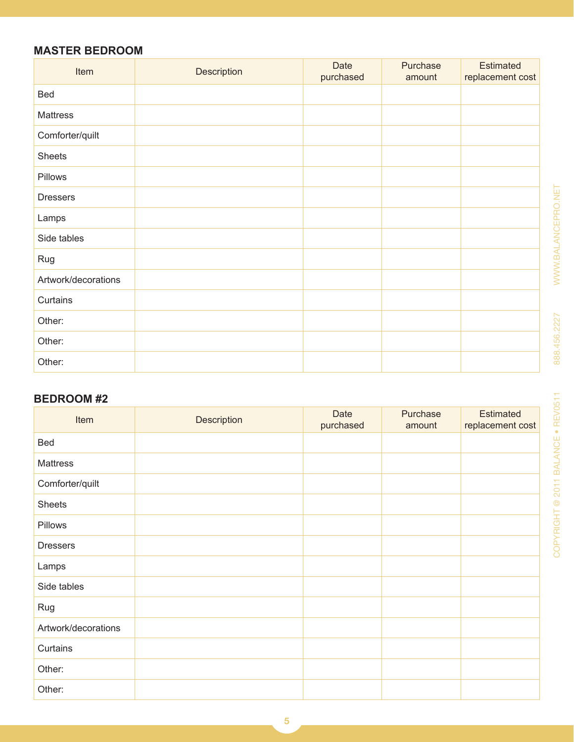## MASTER BEDROOM

| Item | Description | Date purchased | Purchase amount | Estimated replacement cost |
|---|---|---|---|---|
| Bed | | | | |
| Mattress | | | | |
| Comforter/quilt | | | | |
| Sheets | | | | |
| Pillows | | | | |
| Dressers | | | | |
| Lamps | | | | |
| Side tables | | | | |
| Rug | | | | |
| Artwork/decorations | | | | |
| Curtains | | | | |
| Other: | | | | |
| Other: | | | | |
| Other: | | | | |

## BEDROOM #2

| Item | Description | Date purchased | Purchase amount | Estimated replacement cost |
|---|---|---|---|---|
| Bed | | | | |
| Mattress | | | | |
| Comforter/quilt | | | | |
| Sheets | | | | |
| Pillows | | | | |
| Dressers | | | | |
| Lamps | | | | |
| Side tables | | | | |
| Rug | | | | |
| Artwork/decorations | | | | |
| Curtains | | | | |
| Other: | | | | |
| Other: | | | | |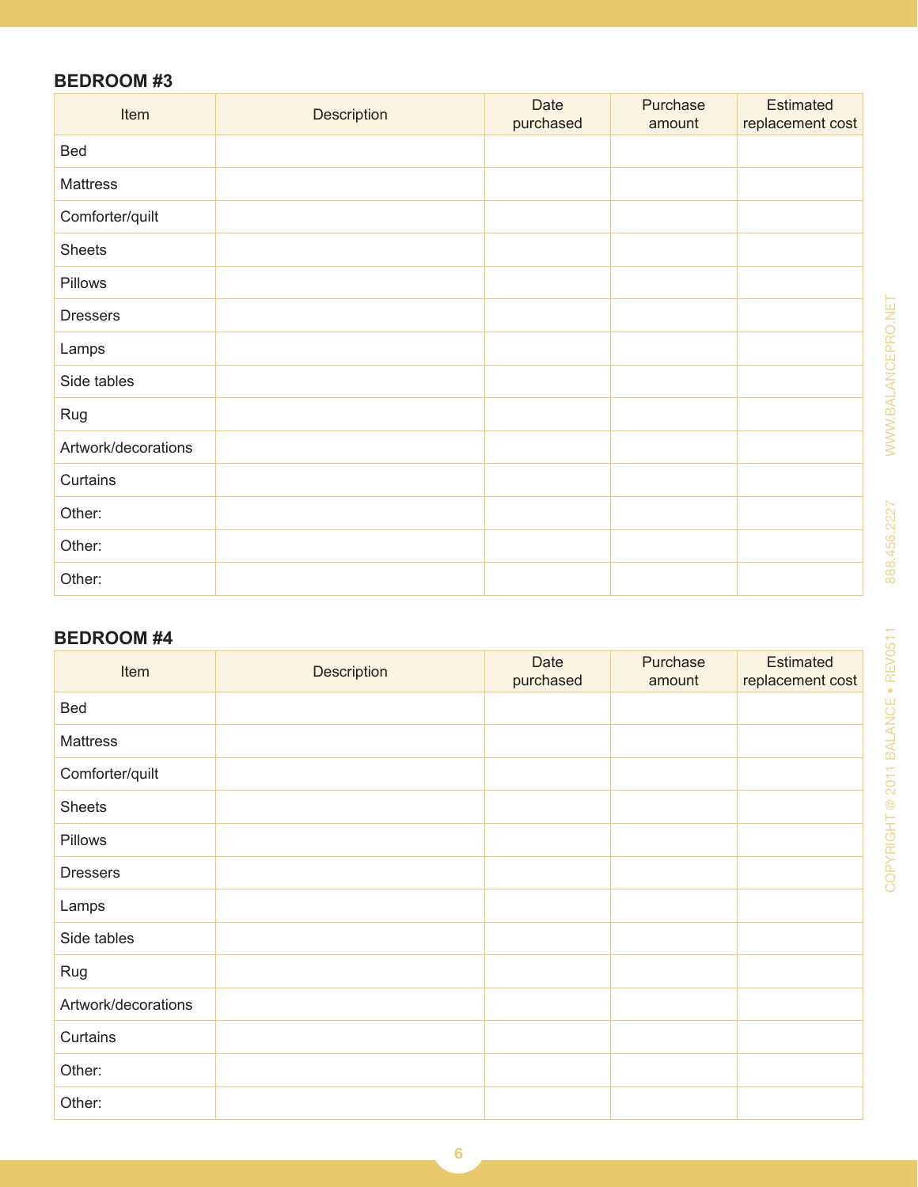## BEDROOM #3

| Item | Description | Date purchased | Purchase amount | Estimated replacement cost |
| --- | --- | --- | --- | --- |
| Bed | | | | |
| Mattress | | | | |
| Comforter/quilt | | | | |
| Sheets | | | | |
| Pillows | | | | |
| Dressers | | | | |
| Lamps | | | | |
| Side tables | | | | |
| Rug | | | | |
| Artwork/decorations | | | | |
| Curtains | | | | |
| Other: | | | | |
| Other: | | | | |
| Other: | | | | |

## BEDROOM #4

| Item | Description | Date purchased | Purchase amount | Estimated replacement cost |
| --- | --- | --- | --- | --- |
| Bed | | | | |
| Mattress | | | | |
| Comforter/quilt | | | | |
| Sheets | | | | |
| Pillows | | | | |
| Dressers | | | | |
| Lamps | | | | |
| Side tables | | | | |
| Rug | | | | |
| Artwork/decorations | | | | |
| Curtains | | | | |
| Other: | | | | |
| Other: | | | | |

COPYRIGHT @ 2011 BALANCE • REV0511 888.456.2227 WWW.BALANCEPRO.NET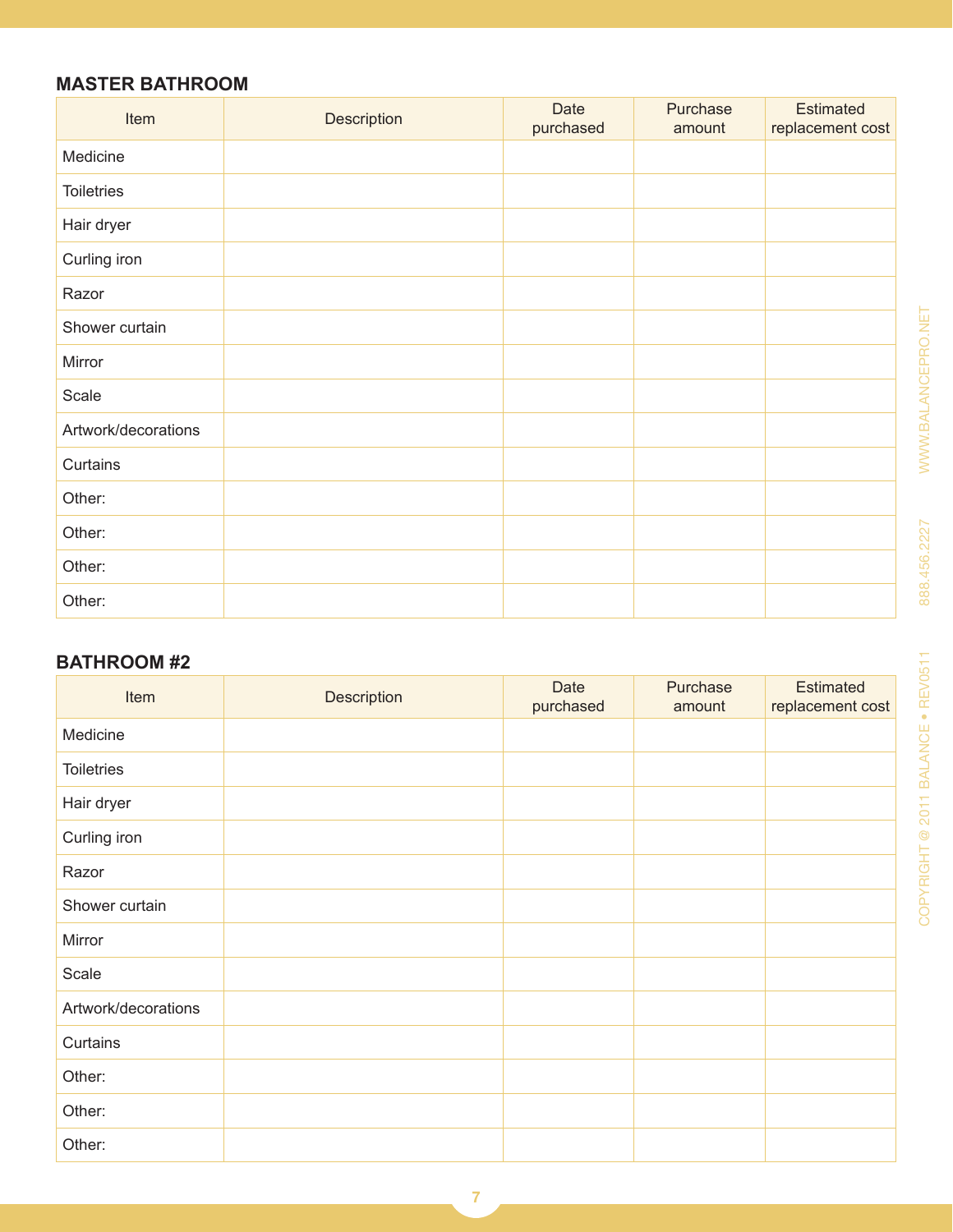## MASTER BATHROOM

| Item | Description | Date purchased | Purchase amount | Estimated replacement cost |
|---|---|---|---|---|
| Medicine | | | | |
| Toiletries | | | | |
| Hair dryer | | | | |
| Curling iron | | | | |
| Razor | | | | |
| Shower curtain | | | | |
| Mirror | | | | |
| Scale | | | | |
| Artwork/decorations | | | | |
| Curtains | | | | |
| Other: | | | | |
| Other: | | | | |
| Other: | | | | |
| Other: | | | | |

## BATHROOM #2

| Item | Description | Date purchased | Purchase amount | Estimated replacement cost |
|---|---|---|---|---|
| Medicine | | | | |
| Toiletries | | | | |
| Hair dryer | | | | |
| Curling iron | | | | |
| Razor | | | | |
| Shower curtain | | | | |
| Mirror | | | | |
| Scale | | | | |
| Artwork/decorations | | | | |
| Curtains | | | | |
| Other: | | | | |
| Other: | | | | |
| Other: | | | | |

COPYRIGHT @ 2011 BALANCE • REV0511 888.456.2227 WWW.BALANCEPRO.NET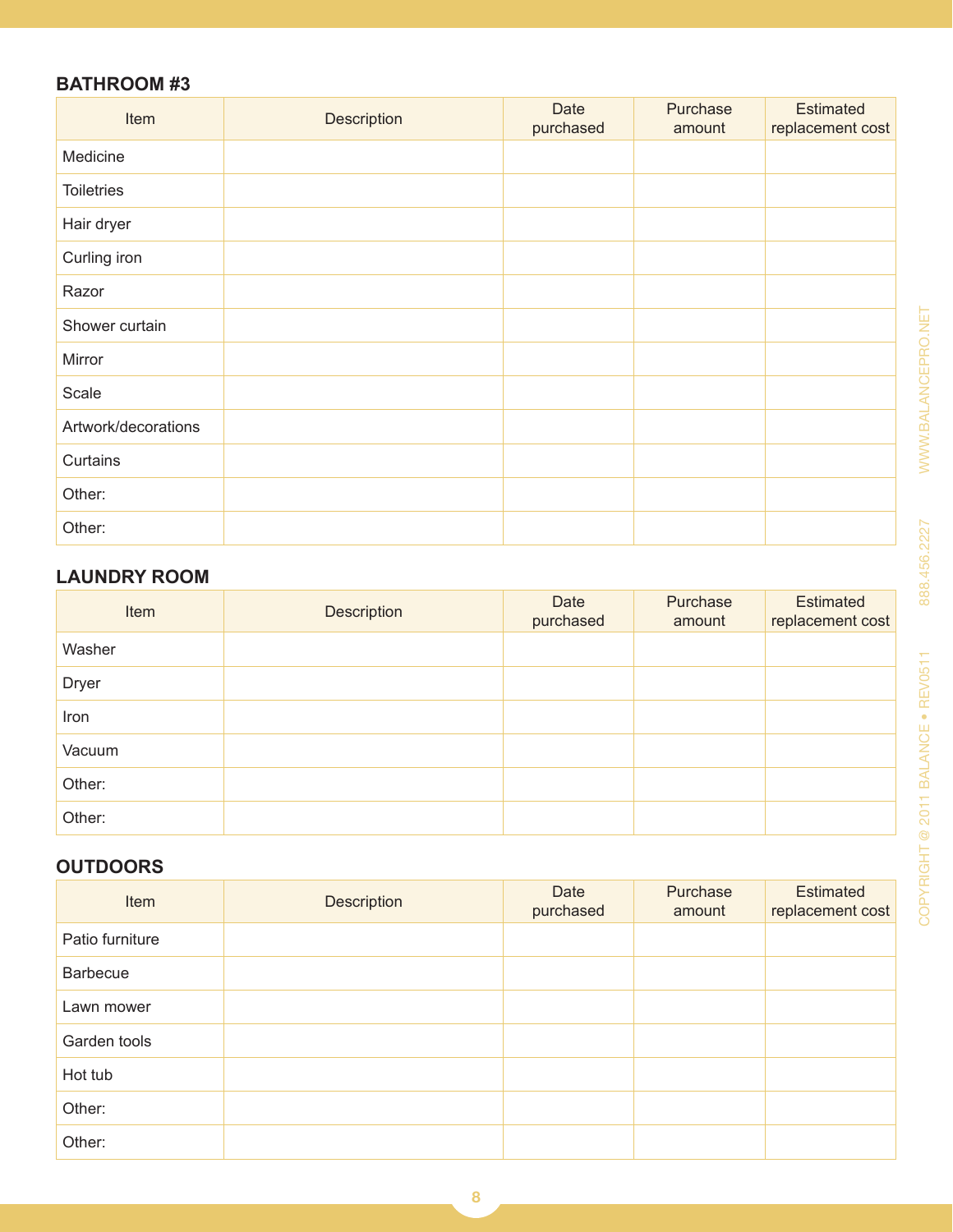### BATHROOM #3

| Item | Description | Date purchased | Purchase amount | Estimated replacement cost |
|---|---|---|---|---|
| Medicine | | | | |
| Toiletries | | | | |
| Hair dryer | | | | |
| Curling iron | | | | |
| Razor | | | | |
| Shower curtain | | | | |
| Mirror | | | | |
| Scale | | | | |
| Artwork/decorations | | | | |
| Curtains | | | | |
| Other: | | | | |
| Other: | | | | |

### LAUNDRY ROOM

| Item | Description | Date purchased | Purchase amount | Estimated replacement cost |
|---|---|---|---|---|
| Washer | | | | |
| Dryer | | | | |
| Iron | | | | |
| Vacuum | | | | |
| Other: | | | | |
| Other: | | | | |

### OUTDOORS

| Item | Description | Date purchased | Purchase amount | Estimated replacement cost |
|---|---|---|---|---|
| Patio furniture | | | | |
| Barbecue | | | | |
| Lawn mower | | | | |
| Garden tools | | | | |
| Hot tub | | | | |
| Other: | | | | |
| Other: | | | | |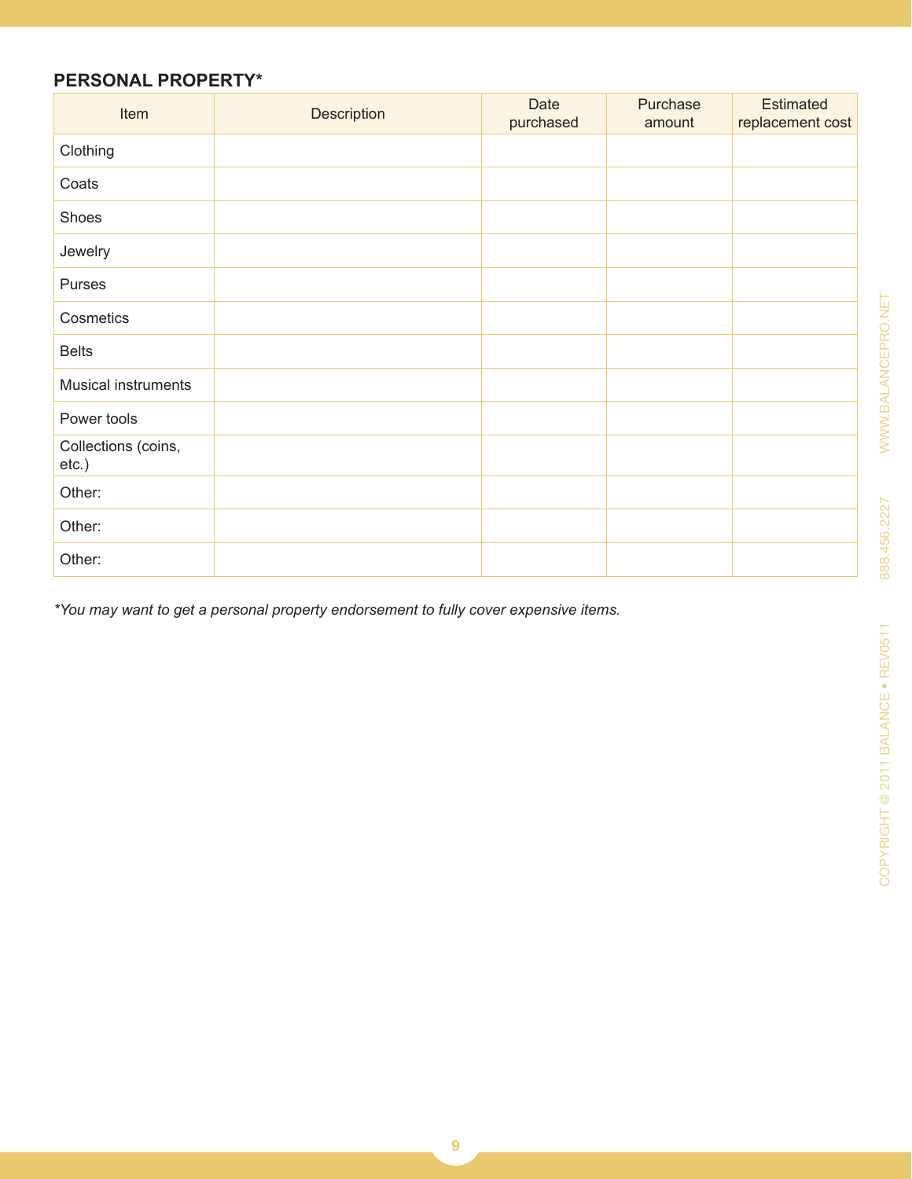## PERSONAL PROPERTY*

| Item | Description | Date purchased | Purchase amount | Estimated replacement cost |
|---|---|---|---|---|
| Clothing | | | | |
| Coats | | | | |
| Shoes | | | | |
| Jewelry | | | | |
| Purses | | | | |
| Cosmetics | | | | |
| Belts | | | | |
| Musical instruments | | | | |
| Power tools | | | | |
| Collections (coins, etc.) | | | | |
| Other: | | | | |
| Other: | | | | |
| Other: | | | | |

*\*You may want to get a personal property endorsement to fully cover expensive items.*

COPYRIGHT @ 2011 BALANCE • REV0511    888.456.2227    WWW.BALANCEPRO.NET